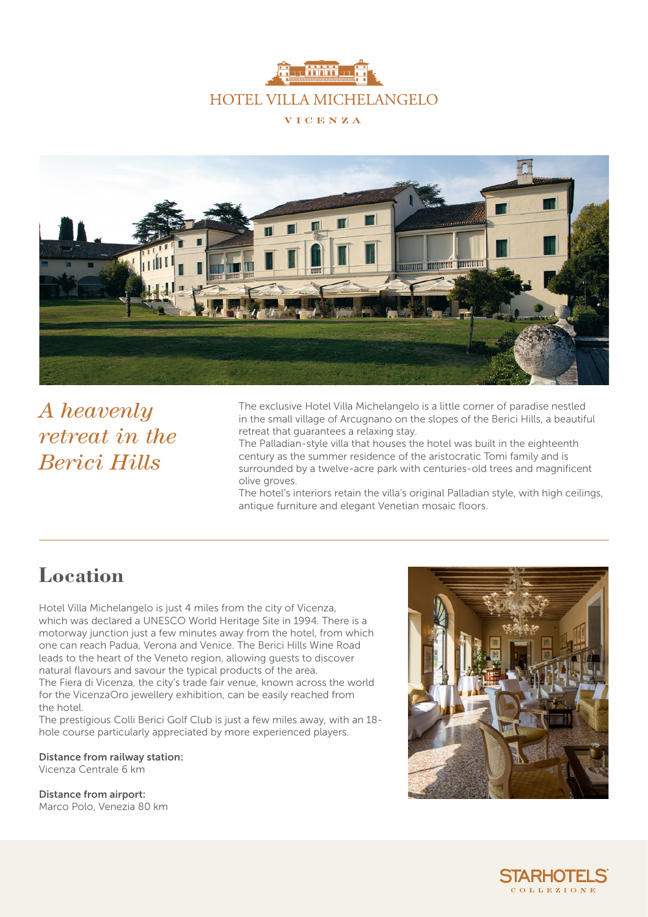# HOTEL VILLA MICHELANGELO

VICENZA

## *A heavenly retreat in the Berici Hills*

The exclusive Hotel Villa Michelangelo is a little corner of paradise nestled in the small village of Arcugnano on the slopes of the Berici Hills, a beautiful retreat that guarantees a relaxing stay.
The Palladian-style villa that houses the hotel was built in the eighteenth century as the summer residence of the aristocratic Tomi family and is surrounded by a twelve-acre park with centuries-old trees and magnificent olive groves.
The hotel's interiors retain the villa's original Palladian style, with high ceilings, antique furniture and elegant Venetian mosaic floors.

## Location

Hotel Villa Michelangelo is just 4 miles from the city of Vicenza, which was declared a UNESCO World Heritage Site in 1994. There is a motorway junction just a few minutes away from the hotel, from which one can reach Padua, Verona and Venice. The Berici Hills Wine Road leads to the heart of the Veneto region, allowing guests to discover natural flavours and savour the typical products of the area.
The Fiera di Vicenza, the city's trade fair venue, known across the world for the VicenzaOro jewellery exhibition, can be easily reached from the hotel.
The prestigious Colli Berici Golf Club is just a few miles away, with an 18-hole course particularly appreciated by more experienced players.

**Distance from railway station:**
Vicenza Centrale 6 km

**Distance from airport:**
Marco Polo, Venezia 80 km

STARHOTELS COLLEZIONE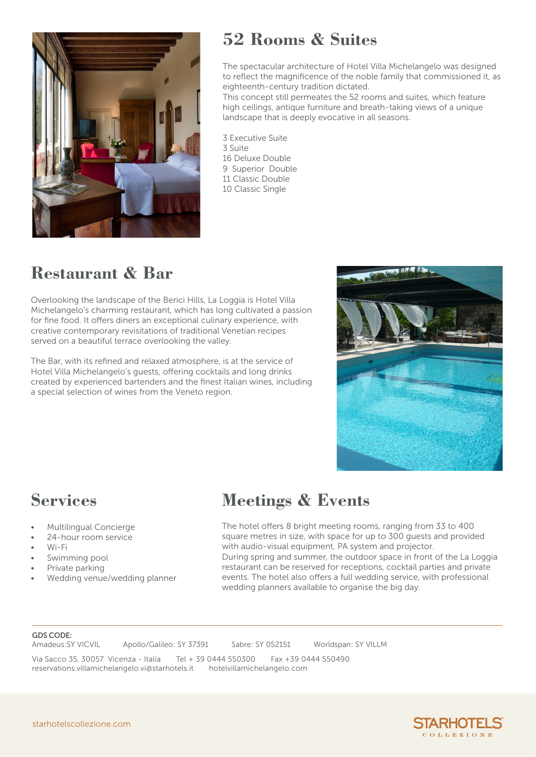## 52 Rooms & Suites

The spectacular architecture of Hotel Villa Michelangelo was designed to reflect the magnificence of the noble family that commissioned it, as eighteenth-century tradition dictated.
This concept still permeates the 52 rooms and suites, which feature high ceilings, antique furniture and breath-taking views of a unique landscape that is deeply evocative in all seasons.

3 Executive Suite
3 Suite
16 Deluxe Double
9 Superior Double
11 Classic Double
10 Classic Single

## Restaurant & Bar

Overlooking the landscape of the Berici Hills, La Loggia is Hotel Villa Michelangelo's charming restaurant, which has long cultivated a passion for fine food. It offers diners an exceptional culinary experience, with creative contemporary revisitations of traditional Venetian recipes served on a beautiful terrace overlooking the valley.

The Bar, with its refined and relaxed atmosphere, is at the service of Hotel Villa Michelangelo's guests, offering cocktails and long drinks created by experienced bartenders and the finest Italian wines, including a special selection of wines from the Veneto region.

## Services

- Multilingual Concierge
- 24-hour room service
- Wi-Fi
- Swimming pool
- Private parking
- Wedding venue/wedding planner

## Meetings & Events

The hotel offers 8 bright meeting rooms, ranging from 33 to 400 square metres in size, with space for up to 300 guests and provided with audio-visual equipment, PA system and projector.
During spring and summer, the outdoor space in front of the La Loggia restaurant can be reserved for receptions, cocktail parties and private events. The hotel also offers a full wedding service, with professional wedding planners available to organise the big day.

**GDS CODE:**
Amadeus:SY VICVIL Apollo/Galileo: SY 37391 Sabre: SY 052151 Worldspan: SY VILLM

Via Sacco 35, 30057 Vicenza - Italia Tel + 39 0444 550300 Fax +39 0444 550490
reservations.villamichelangelo.vi@starhotels.it hotelvillamichelangelo.com

starhotelscollezione.com

STARHOTELS COLLEZIONE